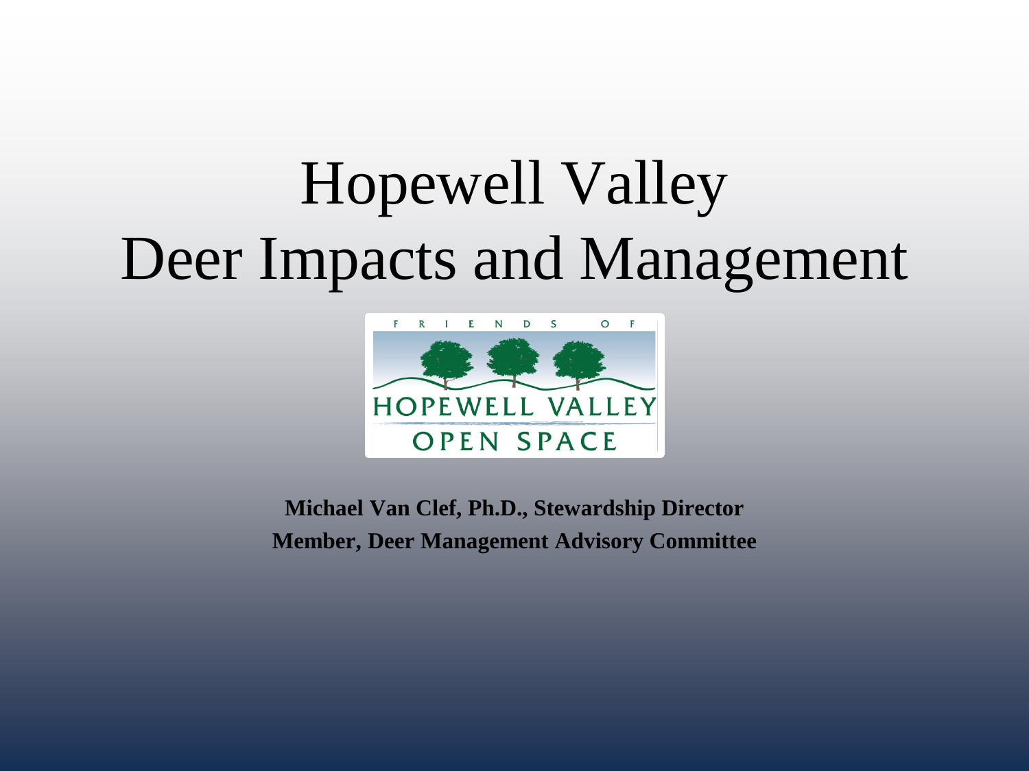# Hopewell Valley Deer Impacts and Management

FRIENDS OF HOPEWELL VALLEY OPEN SPACE

**Michael Van Clef, Ph.D., Stewardship Director**
**Member, Deer Management Advisory Committee**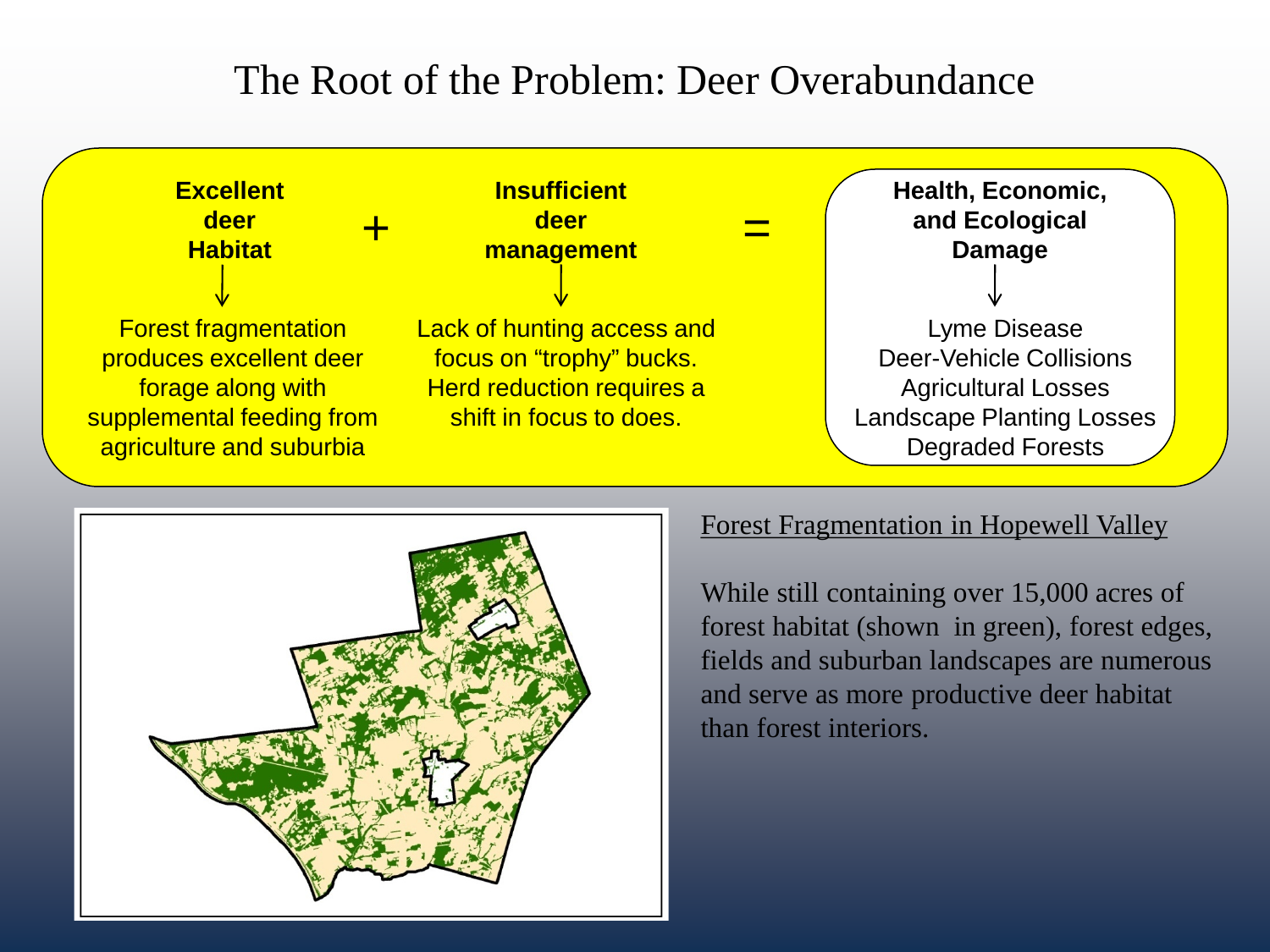# The Root of the Problem: Deer Overabundance

**Excellent deer Habitat** + **Insufficient deer management** = **Health, Economic, and Ecological Damage**

**Excellent deer Habitat** ↓

Forest fragmentation produces excellent deer forage along with supplemental feeding from agriculture and suburbia

**Insufficient deer management** ↓

Lack of hunting access and focus on "trophy" bucks. Herd reduction requires a shift in focus to does.

**Health, Economic, and Ecological Damage** ↓

- Lyme Disease
- Deer-Vehicle Collisions
- Agricultural Losses
- Landscape Planting Losses
- Degraded Forests

## Forest Fragmentation in Hopewell Valley

While still containing over 15,000 acres of forest habitat (shown in green), forest edges, fields and suburban landscapes are numerous and serve as more productive deer habitat than forest interiors.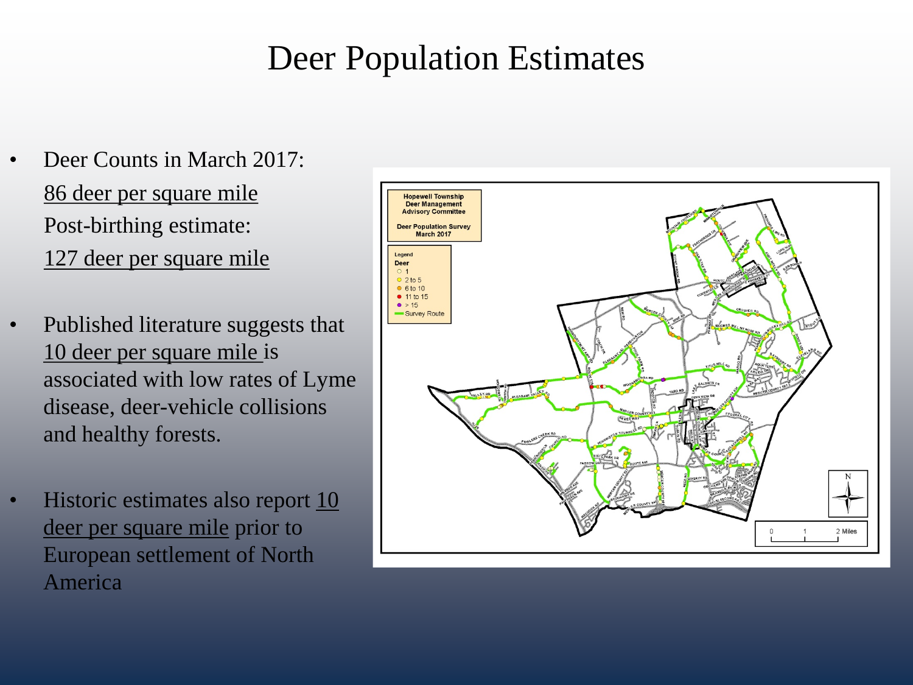# Deer Population Estimates

- Deer Counts in March 2017:
  <u>86 deer per square mile</u>
  Post-birthing estimate:
  <u>127 deer per square mile</u>

- Published literature suggests that <u>10 deer per square mile</u> is associated with low rates of Lyme disease, deer-vehicle collisions and healthy forests.

- Historic estimates also report <u>10 deer per square mile</u> prior to European settlement of North America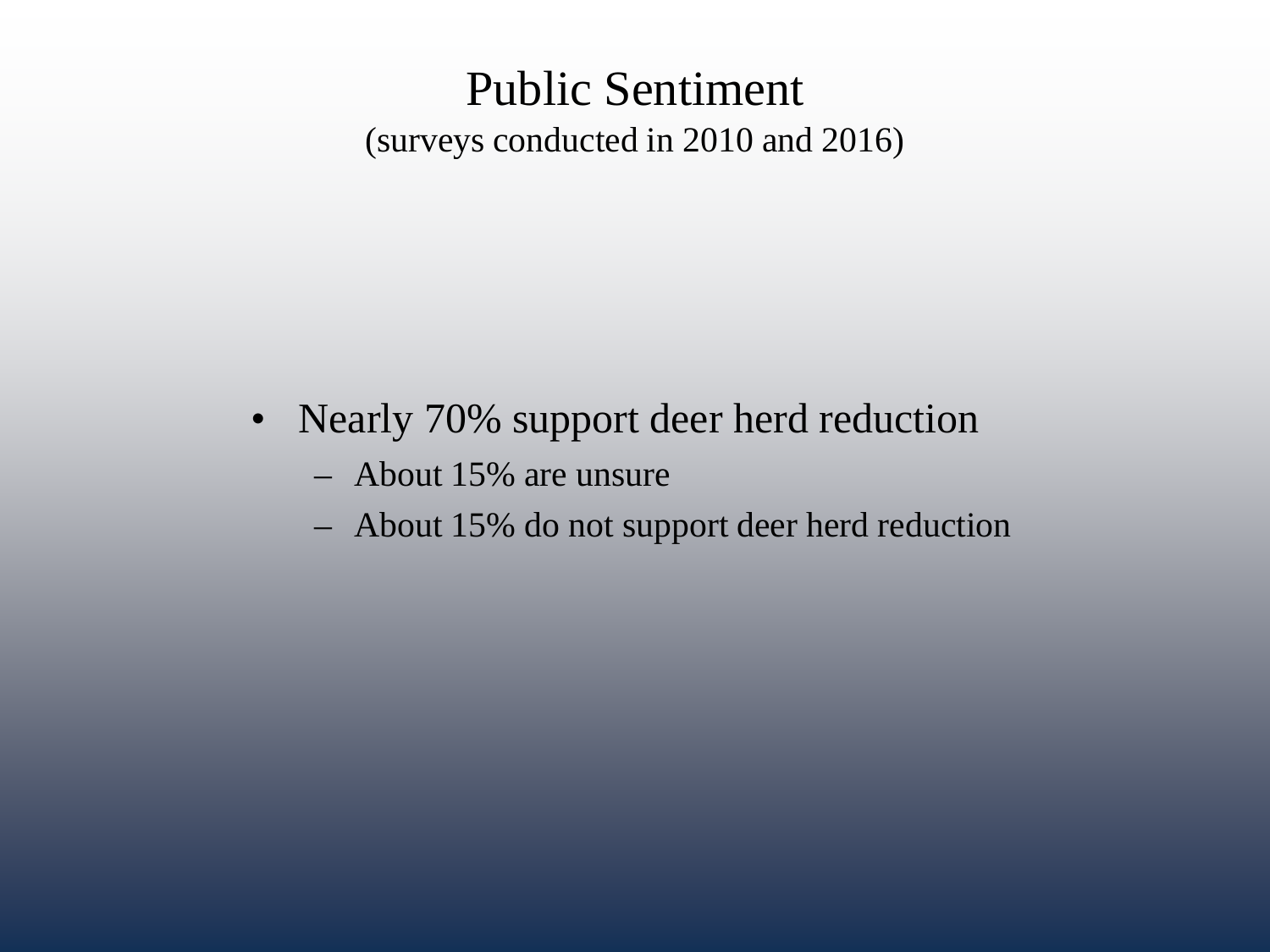# Public Sentiment

(surveys conducted in 2010 and 2016)

- Nearly 70% support deer herd reduction
  - About 15% are unsure
  - About 15% do not support deer herd reduction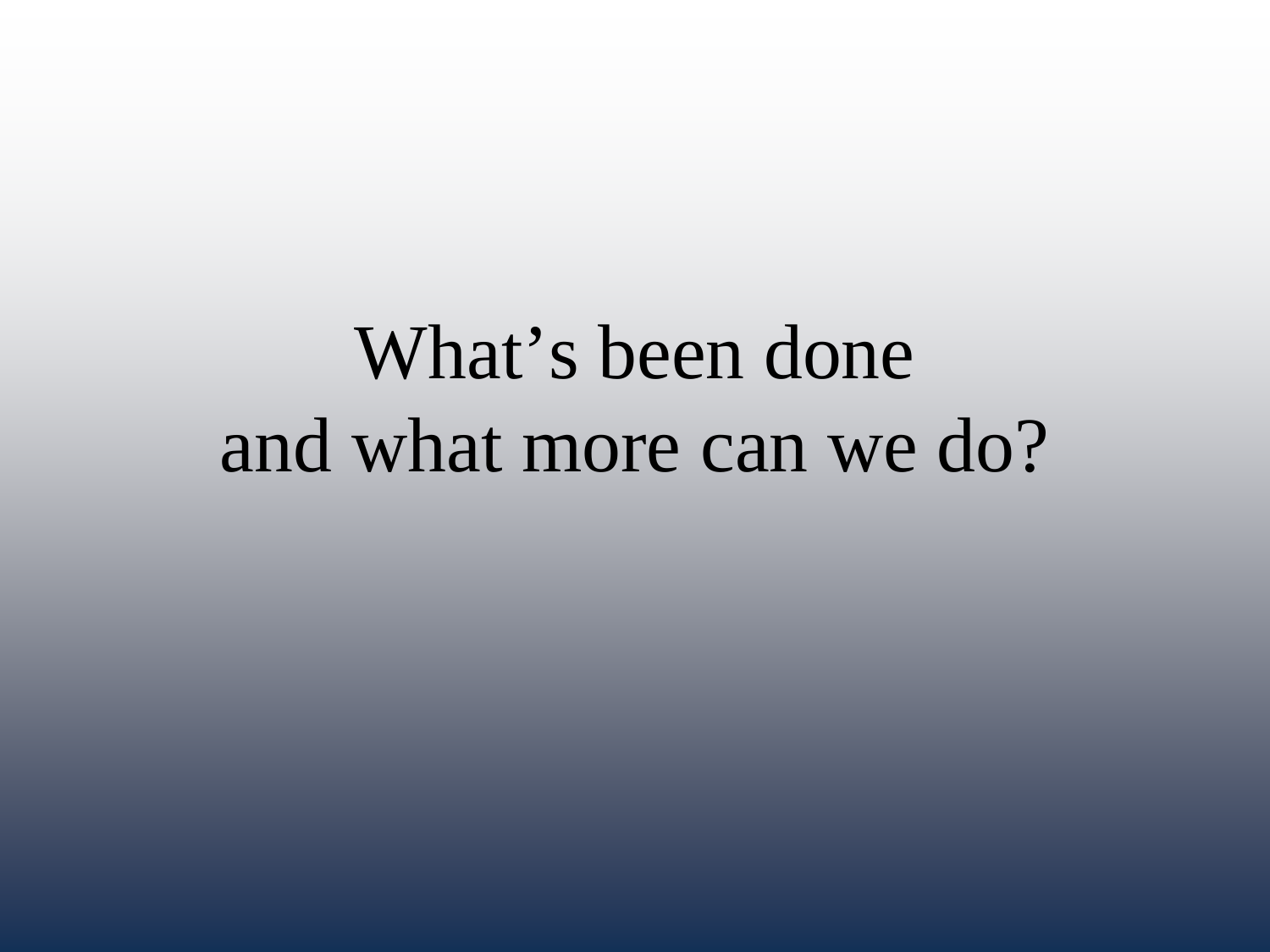# What’s been done and what more can we do?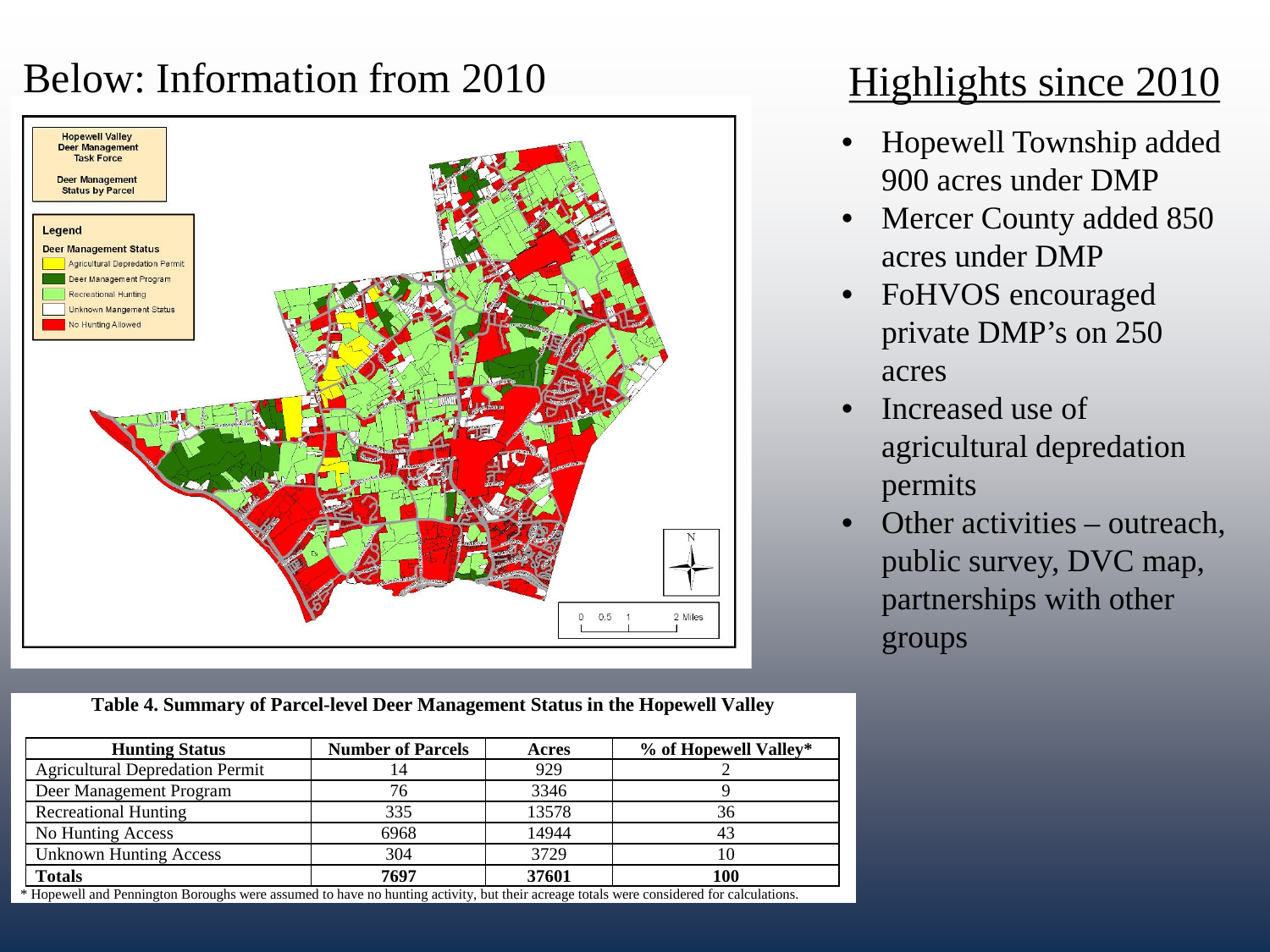# Below: Information from 2010

Hopewell Valley
Deer Management
Task Force

Deer Management
Status by Parcel

Legend

Deer Management Status

Agricultural Depredation Permit

Deer Management Program

Recreational Hunting

Unknown Mangement Status

No Hunting Allowed

N

0 0.5 1 2 Miles

**Table 4. Summary of Parcel-level Deer Management Status in the Hopewell Valley**

| Hunting Status | Number of Parcels | Acres | % of Hopewell Valley* |
|---|---|---|---|
| Agricultural Depredation Permit | 14 | 929 | 2 |
| Deer Management Program | 76 | 3346 | 9 |
| Recreational Hunting | 335 | 13578 | 36 |
| No Hunting Access | 6968 | 14944 | 43 |
| Unknown Hunting Access | 304 | 3729 | 10 |
| **Totals** | **7697** | **37601** | **100** |

* Hopewell and Pennington Boroughs were assumed to have no hunting activity, but their acreage totals were considered for calculations.

# Highlights since 2010

- Hopewell Township added 900 acres under DMP
- Mercer County added 850 acres under DMP
- FoHVOS encouraged private DMP's on 250 acres
- Increased use of agricultural depredation permits
- Other activities – outreach, public survey, DVC map, partnerships with other groups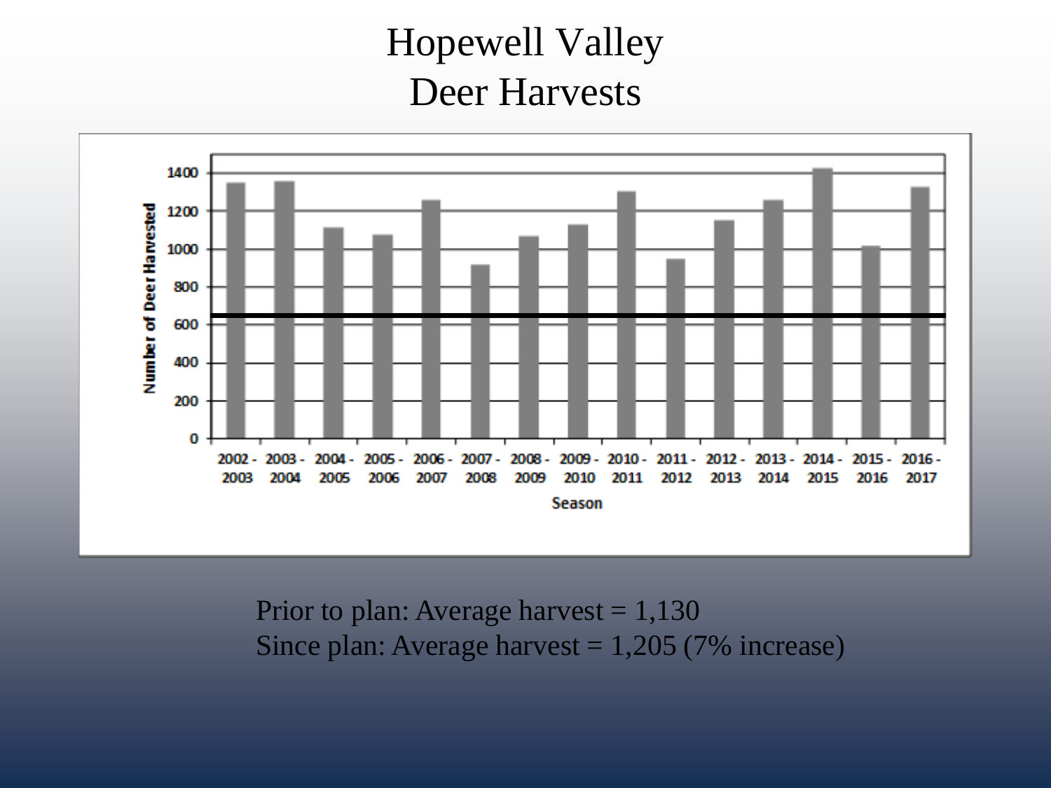# Hopewell Valley Deer Harvests

Number of Deer Harvested

1400
1200
1000
800
600
400
200
0

2002 - 2003
2003 - 2004
2004 - 2005
2005 - 2006
2006 - 2007
2007 - 2008
2008 - 2009
2009 - 2010
2010 - 2011
2011 - 2012
2012 - 2013
2013 - 2014
2014 - 2015
2015 - 2016
2016 - 2017

Season

Prior to plan: Average harvest = 1,130
Since plan: Average harvest = 1,205 (7% increase)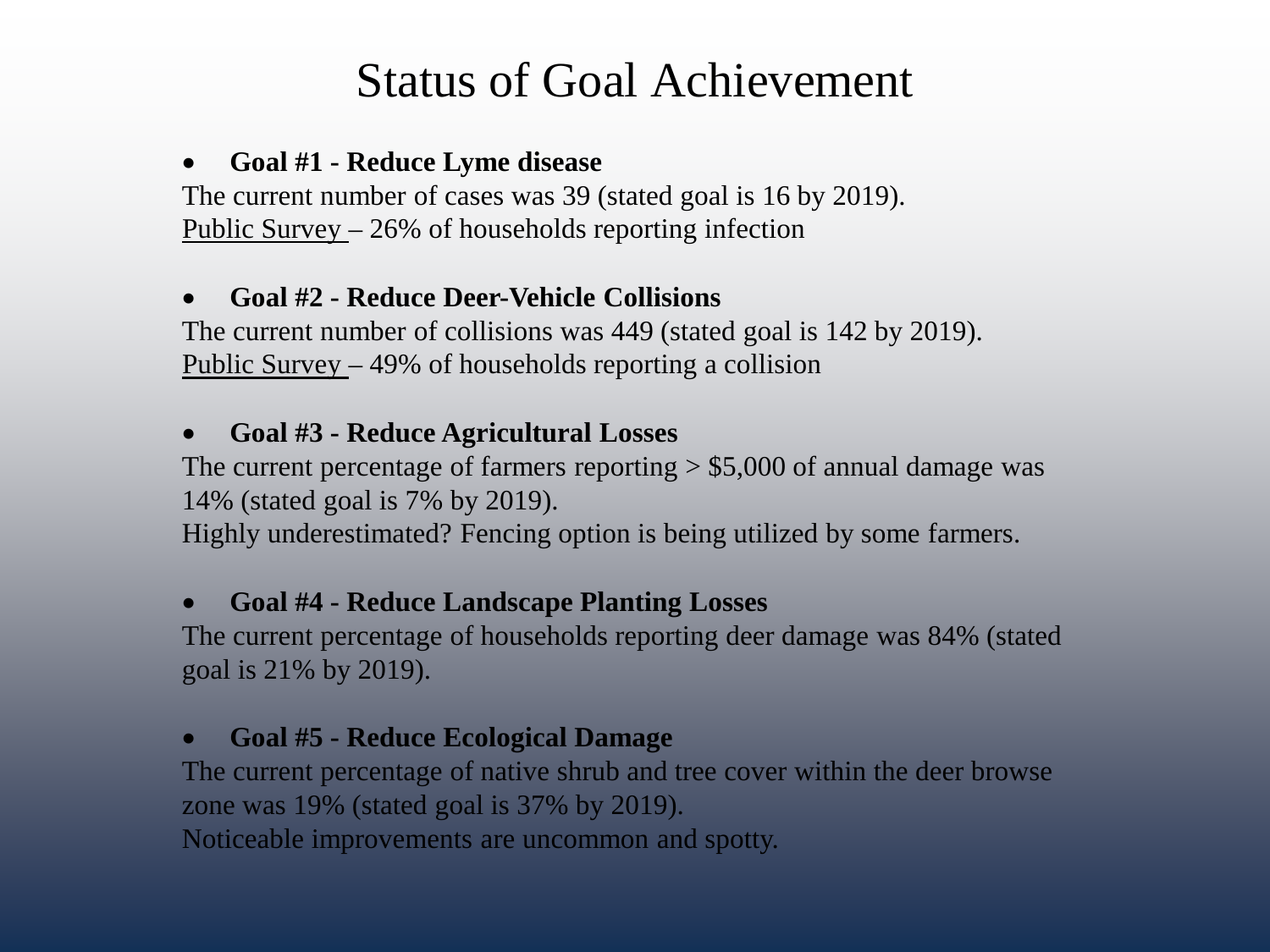# Status of Goal Achievement

- **Goal #1 - Reduce Lyme disease**

The current number of cases was 39 (stated goal is 16 by 2019).
Public Survey – 26% of households reporting infection

- **Goal #2 - Reduce Deer-Vehicle Collisions**

The current number of collisions was 449 (stated goal is 142 by 2019).
Public Survey – 49% of households reporting a collision

- **Goal #3 - Reduce Agricultural Losses**

The current percentage of farmers reporting > $5,000 of annual damage was 14% (stated goal is 7% by 2019).
Highly underestimated? Fencing option is being utilized by some farmers.

- **Goal #4 - Reduce Landscape Planting Losses**

The current percentage of households reporting deer damage was 84% (stated goal is 21% by 2019).

- **Goal #5 - Reduce Ecological Damage**

The current percentage of native shrub and tree cover within the deer browse zone was 19% (stated goal is 37% by 2019).
Noticeable improvements are uncommon and spotty.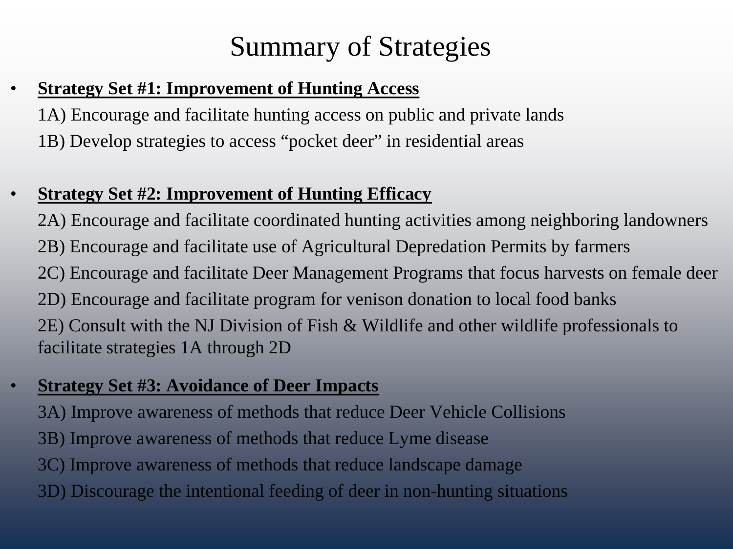# Summary of Strategies

- **Strategy Set #1: Improvement of Hunting Access**

  1A) Encourage and facilitate hunting access on public and private lands

  1B) Develop strategies to access "pocket deer" in residential areas

- **Strategy Set #2: Improvement of Hunting Efficacy**

  2A) Encourage and facilitate coordinated hunting activities among neighboring landowners

  2B) Encourage and facilitate use of Agricultural Depredation Permits by farmers

  2C) Encourage and facilitate Deer Management Programs that focus harvests on female deer

  2D) Encourage and facilitate program for venison donation to local food banks

  2E) Consult with the NJ Division of Fish & Wildlife and other wildlife professionals to facilitate strategies 1A through 2D

- **Strategy Set #3: Avoidance of Deer Impacts**

  3A) Improve awareness of methods that reduce Deer Vehicle Collisions

  3B) Improve awareness of methods that reduce Lyme disease

  3C) Improve awareness of methods that reduce landscape damage

  3D) Discourage the intentional feeding of deer in non-hunting situations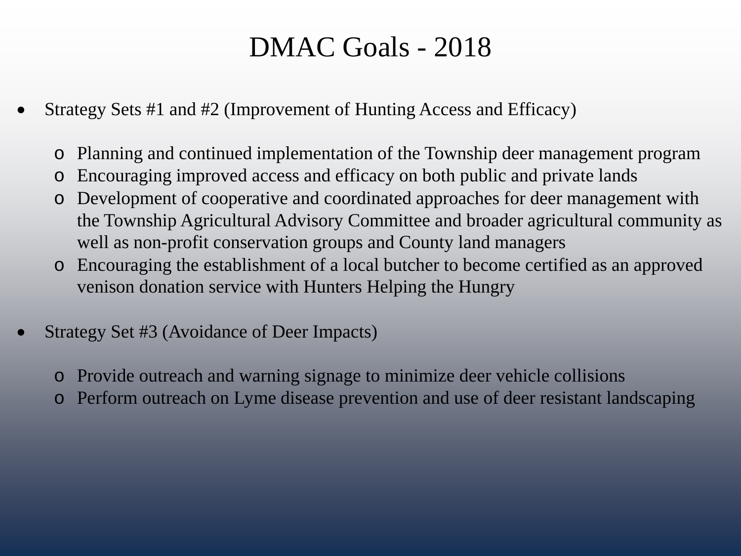# DMAC Goals - 2018

- Strategy Sets #1 and #2 (Improvement of Hunting Access and Efficacy)
  - Planning and continued implementation of the Township deer management program
  - Encouraging improved access and efficacy on both public and private lands
  - Development of cooperative and coordinated approaches for deer management with the Township Agricultural Advisory Committee and broader agricultural community as well as non-profit conservation groups and County land managers
  - Encouraging the establishment of a local butcher to become certified as an approved venison donation service with Hunters Helping the Hungry

- Strategy Set #3 (Avoidance of Deer Impacts)
  - Provide outreach and warning signage to minimize deer vehicle collisions
  - Perform outreach on Lyme disease prevention and use of deer resistant landscaping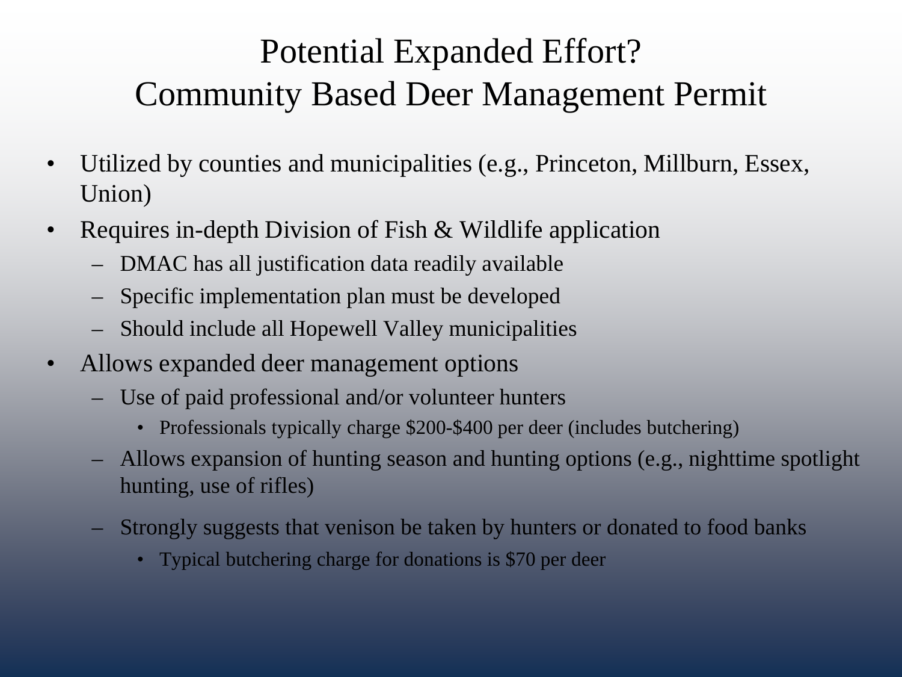# Potential Expanded Effort?
# Community Based Deer Management Permit

- Utilized by counties and municipalities (e.g., Princeton, Millburn, Essex, Union)
- Requires in-depth Division of Fish & Wildlife application
  - DMAC has all justification data readily available
  - Specific implementation plan must be developed
  - Should include all Hopewell Valley municipalities
- Allows expanded deer management options
  - Use of paid professional and/or volunteer hunters
    - Professionals typically charge $200-$400 per deer (includes butchering)
  - Allows expansion of hunting season and hunting options (e.g., nighttime spotlight hunting, use of rifles)
  - Strongly suggests that venison be taken by hunters or donated to food banks
    - Typical butchering charge for donations is $70 per deer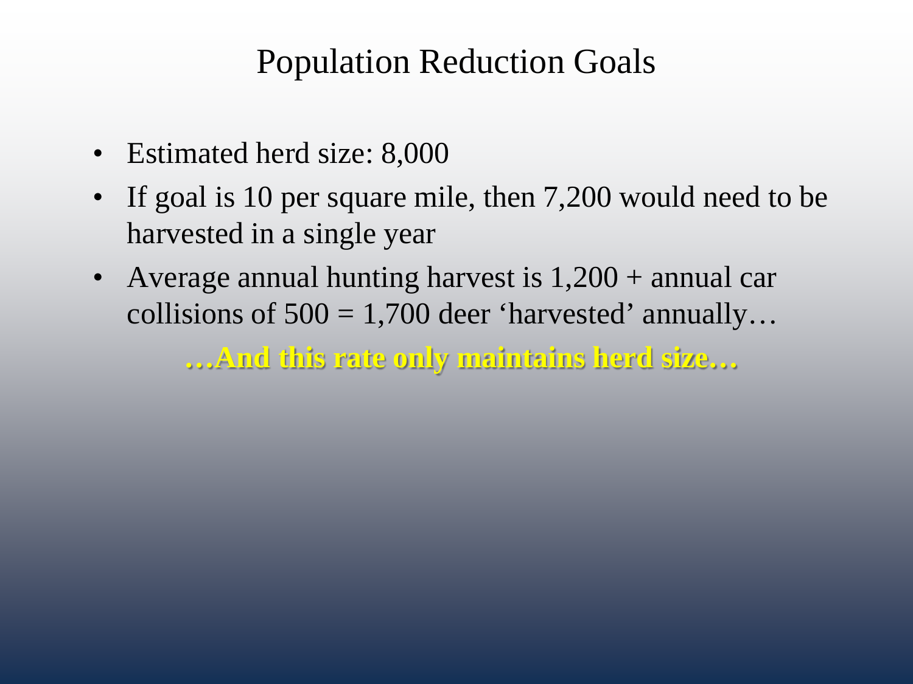# Population Reduction Goals

- Estimated herd size: 8,000
- If goal is 10 per square mile, then 7,200 would need to be harvested in a single year
- Average annual hunting harvest is 1,200 + annual car collisions of 500 = 1,700 deer 'harvested' annually…

**…And this rate only maintains herd size…**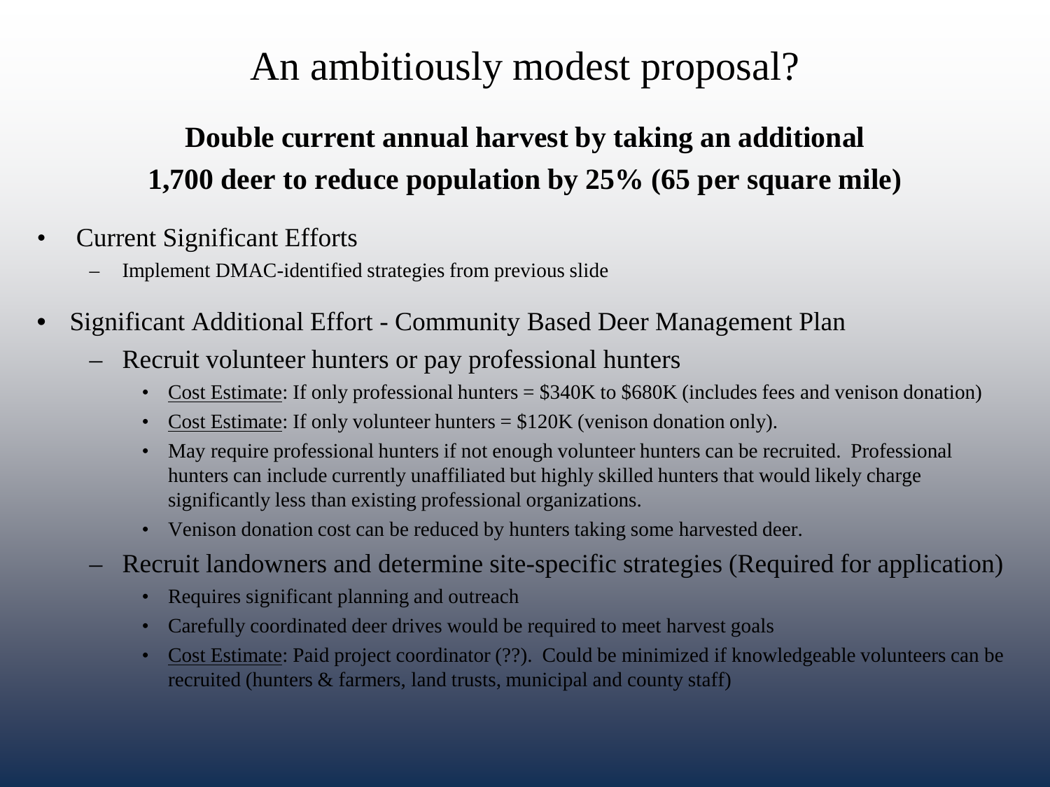# An ambitiously modest proposal?

**Double current annual harvest by taking an additional 1,700 deer to reduce population by 25% (65 per square mile)**

- Current Significant Efforts
  - Implement DMAC-identified strategies from previous slide
- Significant Additional Effort - Community Based Deer Management Plan
  - Recruit volunteer hunters or pay professional hunters
    - Cost Estimate: If only professional hunters = $340K to $680K (includes fees and venison donation)
    - Cost Estimate: If only volunteer hunters = $120K (venison donation only).
    - May require professional hunters if not enough volunteer hunters can be recruited. Professional hunters can include currently unaffiliated but highly skilled hunters that would likely charge significantly less than existing professional organizations.
    - Venison donation cost can be reduced by hunters taking some harvested deer.
  - Recruit landowners and determine site-specific strategies (Required for application)
    - Requires significant planning and outreach
    - Carefully coordinated deer drives would be required to meet harvest goals
    - Cost Estimate: Paid project coordinator (??). Could be minimized if knowledgeable volunteers can be recruited (hunters & farmers, land trusts, municipal and county staff)